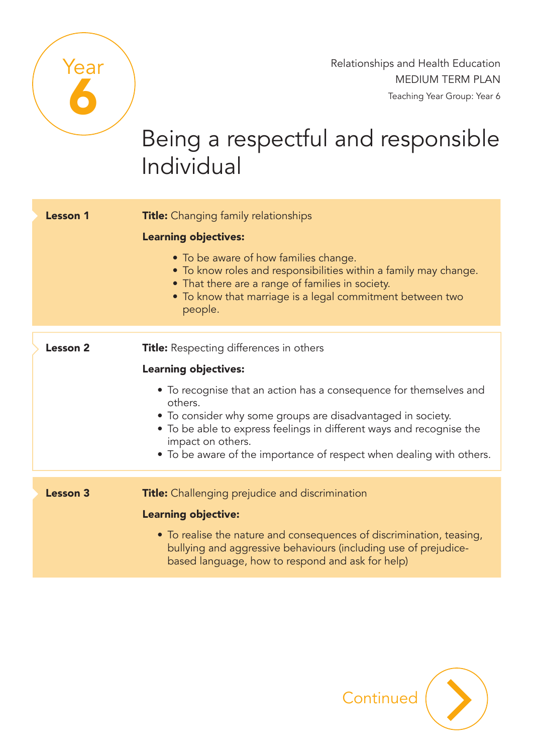Year 6

Relationships and Health Education
MEDIUM TERM PLAN
Teaching Year Group: Year 6

# Being a respectful and responsible Individual

**Lesson 1**

**Title:** Changing family relationships

**Learning objectives:**

- To be aware of how families change.
- To know roles and responsibilities within a family may change.
- That there are a range of families in society.
- To know that marriage is a legal commitment between two people.

**Lesson 2**

**Title:** Respecting differences in others

**Learning objectives:**

- To recognise that an action has a consequence for themselves and others.
- To consider why some groups are disadvantaged in society.
- To be able to express feelings in different ways and recognise the impact on others.
- To be aware of the importance of respect when dealing with others.

**Lesson 3**

**Title:** Challenging prejudice and discrimination

**Learning objective:**

- To realise the nature and consequences of discrimination, teasing, bullying and aggressive behaviours (including use of prejudice-based language, how to respond and ask for help)

Continued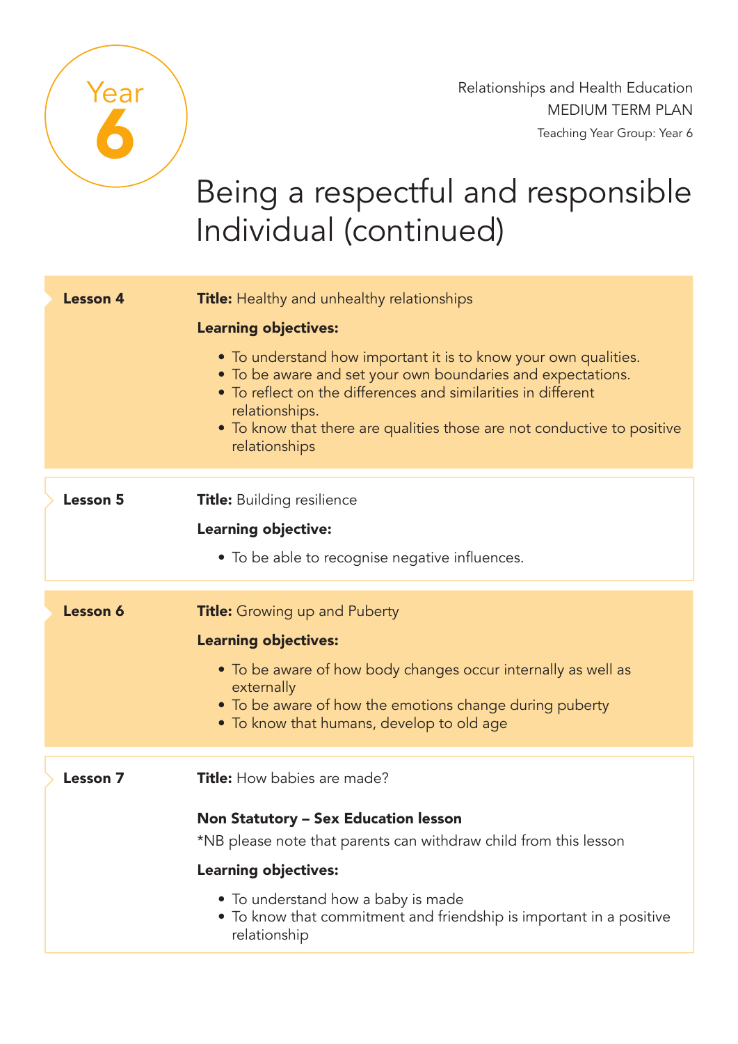Year 6

Relationships and Health Education
MEDIUM TERM PLAN
Teaching Year Group: Year 6

# Being a respectful and responsible Individual (continued)

**Lesson 4**

**Title:** Healthy and unhealthy relationships

**Learning objectives:**

- To understand how important it is to know your own qualities.
- To be aware and set your own boundaries and expectations.
- To reflect on the differences and similarities in different relationships.
- To know that there are qualities those are not conductive to positive relationships

**Lesson 5**

**Title:** Building resilience

**Learning objective:**

- To be able to recognise negative influences.

**Lesson 6**

**Title:** Growing up and Puberty

**Learning objectives:**

- To be aware of how body changes occur internally as well as externally
- To be aware of how the emotions change during puberty
- To know that humans, develop to old age

**Lesson 7**

**Title:** How babies are made?

**Non Statutory – Sex Education lesson**

*NB please note that parents can withdraw child from this lesson

**Learning objectives:**

- To understand how a baby is made
- To know that commitment and friendship is important in a positive relationship